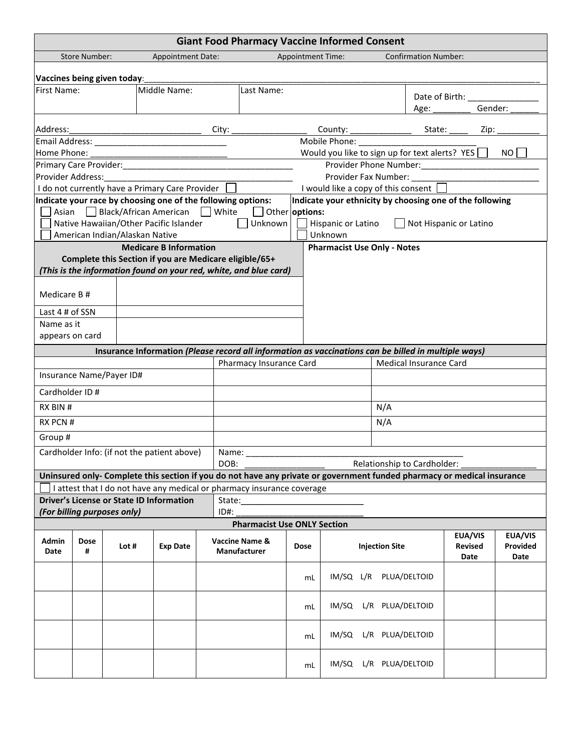# Giant Food Pharmacy Vaccine Informed Consent

Store Number: Appointment Date: Appointment Time: Confirmation Number:

**Vaccines being given today**:___________________________________________________________________________________

| First Name: | Middle Name: | Last Name: | Date of Birth: _______________ Age: ________ Gender: ______ |
|---|---|---|---|

Address:____________________________ City: ________________ County: _____________ State: ____ Zip: _________

Email Address: ____________________________ Mobile Phone: _________________________

Home Phone: ____________________________ Would you like to sign up for text alerts? YES ☐ NO ☐

Primary Care Provider:_____________________________________ Provider Phone Number:_________________________

Provider Address:_________________________________________ Provider Fax Number: ___________________________

I do not currently have a Primary Care Provider ☐ I would like a copy of this consent ☐

**Indicate your race by choosing one of the following options:**

☐ Asian ☐ Black/African American ☐ White ☐ Other

☐ Native Hawaiian/Other Pacific Islander ☐ Unknown

☐ American Indian/Alaskan Native

**Indicate your ethnicity by choosing one of the following options:**

☐ Hispanic or Latino ☐ Not Hispanic or Latino

☐ Unknown

| **Medicare B Information**<br>**Complete this Section if you are Medicare eligible/65+**<br>***(This is the information found on your red, white, and blue card)*** | | **Pharmacist Use Only - Notes** |
|---|---|---|
| Medicare B # | | |
| Last 4 # of SSN | | |
| Name as it appears on card | | |

**Insurance Information** ***(Please record all information as vaccinations can be billed in multiple ways)***

| | Pharmacy Insurance Card | Medical Insurance Card |
|---|---|---|
| Insurance Name/Payer ID# | | |
| Cardholder ID # | | |
| RX BIN # | | N/A |
| RX PCN # | | N/A |
| Group # | | |
| Cardholder Info: (if not the patient above) | Name: _____________________________________________<br>DOB: _________________ Relationship to Cardholder: ________________ | |

**Uninsured only- Complete this section if you do not have any private or government funded pharmacy or medical insurance**

☐ I attest that I do not have any medical or pharmacy insurance coverage

| **Driver's License or State ID Information** ***(For billing purposes only)*** | State:__________________________<br>ID#: ___________________________ |
|---|---|

**Pharmacist Use ONLY Section**

| Admin Date | Dose # | Lot # | Exp Date | Vaccine Name & Manufacturer | Dose | Injection Site | EUA/VIS Revised Date | EUA/VIS Provided Date |
|---|---|---|---|---|---|---|---|---|
| | | | | | mL | IM/SQ L/R PLUA/DELTOID | | |
| | | | | | mL | IM/SQ L/R PLUA/DELTOID | | |
| | | | | | mL | IM/SQ L/R PLUA/DELTOID | | |
| | | | | | mL | IM/SQ L/R PLUA/DELTOID | | |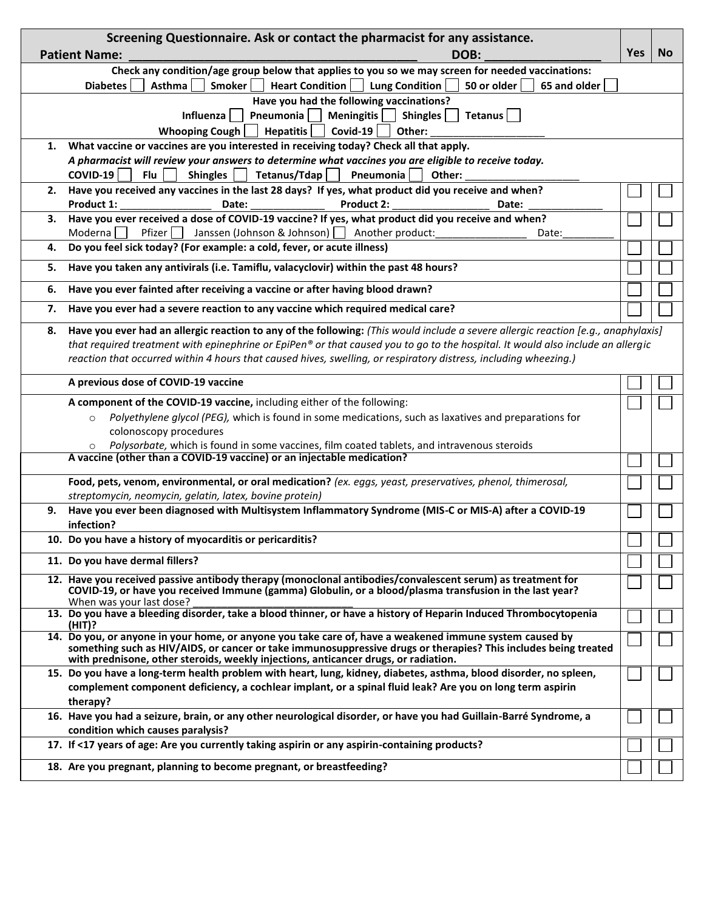| Screening Questionnaire. Ask or contact the pharmacist for any assistance.<br>**Patient Name:** ___________________________ **DOB:** _______________ | **Yes** | **No** |
|---|---|---|
| **Check any condition/age group below that applies to you so we may screen for needed vaccinations:**<br>**Diabetes** ☐ **Asthma** ☐ **Smoker** ☐ **Heart Condition** ☐ **Lung Condition** ☐ **50 or older** ☐ **65 and older** ☐ | | |
| **Have you had the following vaccinations?**<br>**Influenza** ☐ **Pneumonia** ☐ **Meningitis** ☐ **Shingles** ☐ **Tetanus** ☐<br>**Whooping Cough** ☐ **Hepatitis** ☐ **Covid-19** ☐ **Other:** ____________________ | | |
| **1. What vaccine or vaccines are you interested in receiving today? Check all that apply.**<br>***A pharmacist will review your answers to determine what vaccines you are eligible to receive today.***<br>**COVID-19** ☐ **Flu** ☐ **Shingles** ☐ **Tetanus/Tdap** ☐ **Pneumonia** ☐ **Other:** ____________________ | | |
| **2. Have you received any vaccines in the last 28 days? If yes, what product did you receive and when?**<br>**Product 1:** ______________ **Date:** ____________ **Product 2:** ______________ **Date:** ____________ | ☐ | ☐ |
| **3. Have you ever received a dose of COVID-19 vaccine? If yes, what product did you receive and when?**<br>Moderna ☐ Pfizer ☐ Janssen (Johnson & Johnson) ☐ Another product:_______________ Date:_________ | ☐ | ☐ |
| **4. Do you feel sick today? (For example: a cold, fever, or acute illness)** | ☐ | ☐ |
| **5. Have you taken any antivirals (i.e. Tamiflu, valacyclovir) within the past 48 hours?** | ☐ | ☐ |
| **6. Have you ever fainted after receiving a vaccine or after having blood drawn?** | ☐ | ☐ |
| **7. Have you ever had a severe reaction to any vaccine which required medical care?** | ☐ | ☐ |
| **8. Have you ever had an allergic reaction to any of the following:** *(This would include a severe allergic reaction [e.g., anaphylaxis] that required treatment with epinephrine or EpiPen® or that caused you to go to the hospital. It would also include an allergic reaction that occurred within 4 hours that caused hives, swelling, or respiratory distress, including wheezing.)* | | |
| **A previous dose of COVID-19 vaccine** | ☐ | ☐ |
| **A component of the COVID-19 vaccine,** including either of the following:<br>○ *Polyethylene glycol (PEG),* which is found in some medications, such as laxatives and preparations for colonoscopy procedures<br>○ *Polysorbate,* which is found in some vaccines, film coated tablets, and intravenous steroids | ☐ | ☐ |
| **A vaccine (other than a COVID-19 vaccine) or an injectable medication?** | ☐ | ☐ |
| **Food, pets, venom, environmental, or oral medication?** *(ex. eggs, yeast, preservatives, phenol, thimerosal, streptomycin, neomycin, gelatin, latex, bovine protein)* | ☐ | ☐ |
| **9. Have you ever been diagnosed with Multisystem Inflammatory Syndrome (MIS-C or MIS-A) after a COVID-19 infection?** | ☐ | ☐ |
| **10. Do you have a history of myocarditis or pericarditis?** | ☐ | ☐ |
| **11. Do you have dermal fillers?** | ☐ | ☐ |
| **12. Have you received passive antibody therapy (monoclonal antibodies/convalescent serum) as treatment for COVID-19, or have you received Immune (gamma) Globulin, or a blood/plasma transfusion in the last year?**<br>When was your last dose? ____________________________ | ☐ | ☐ |
| **13. Do you have a bleeding disorder, take a blood thinner, or have a history of Heparin Induced Thrombocytopenia (HIT)?** | ☐ | ☐ |
| **14. Do you, or anyone in your home, or anyone you take care of, have a weakened immune system caused by something such as HIV/AIDS, or cancer or take immunosuppressive drugs or therapies? This includes being treated with prednisone, other steroids, weekly injections, anticancer drugs, or radiation.** | ☐ | ☐ |
| **15. Do you have a long-term health problem with heart, lung, kidney, diabetes, asthma, blood disorder, no spleen, complement component deficiency, a cochlear implant, or a spinal fluid leak? Are you on long term aspirin therapy?** | ☐ | ☐ |
| **16. Have you had a seizure, brain, or any other neurological disorder, or have you had Guillain-Barré Syndrome, a condition which causes paralysis?** | ☐ | ☐ |
| **17. If <17 years of age: Are you currently taking aspirin or any aspirin-containing products?** | ☐ | ☐ |
| **18. Are you pregnant, planning to become pregnant, or breastfeeding?** | ☐ | ☐ |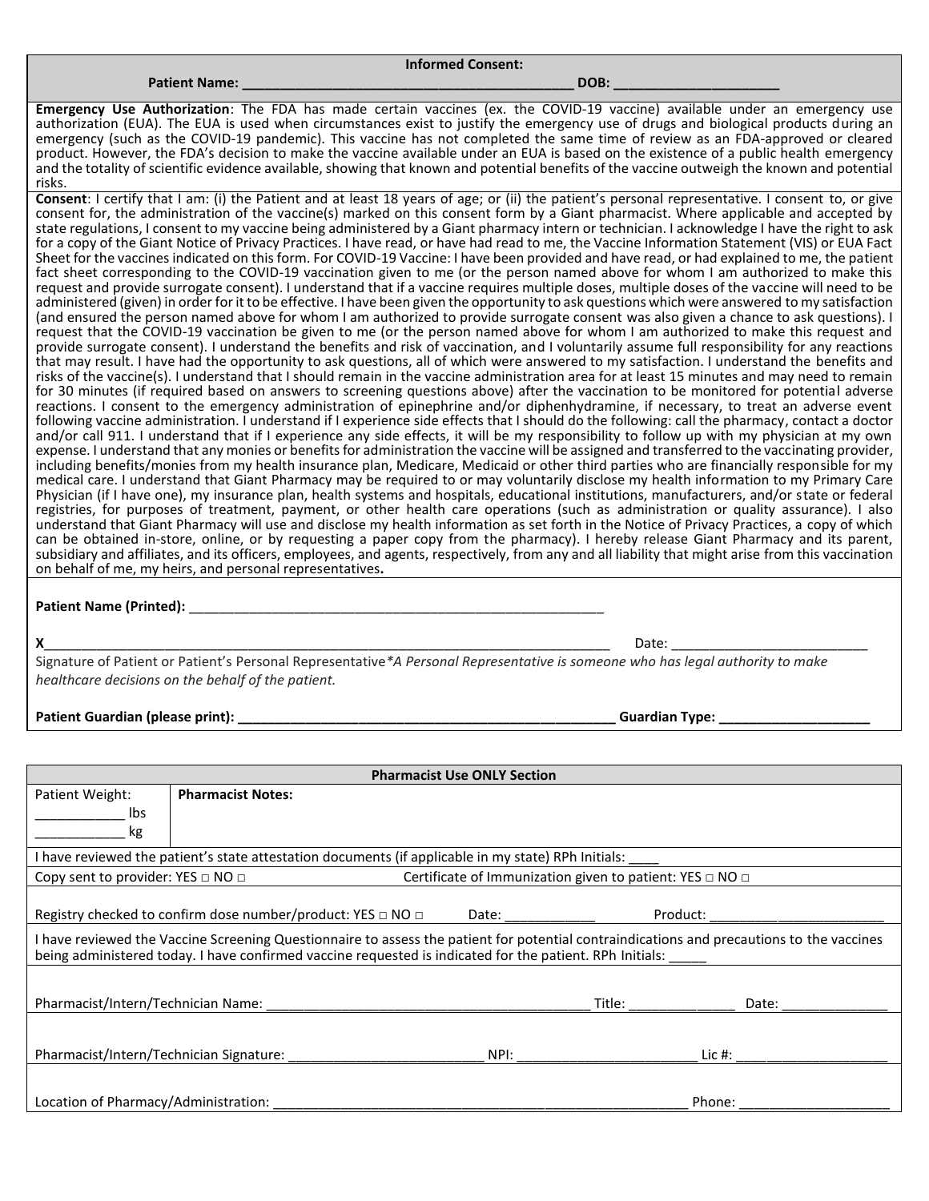**Informed Consent:**

**Patient Name: ______________________________________________ DOB: ______________________**

**Emergency Use Authorization**: The FDA has made certain vaccines (ex. the COVID-19 vaccine) available under an emergency use authorization (EUA). The EUA is used when circumstances exist to justify the emergency use of drugs and biological products during an emergency (such as the COVID-19 pandemic). This vaccine has not completed the same time of review as an FDA-approved or cleared product. However, the FDA's decision to make the vaccine available under an EUA is based on the existence of a public health emergency and the totality of scientific evidence available, showing that known and potential benefits of the vaccine outweigh the known and potential risks.

**Consent**: I certify that I am: (i) the Patient and at least 18 years of age; or (ii) the patient's personal representative. I consent to, or give consent for, the administration of the vaccine(s) marked on this consent form by a Giant pharmacist. Where applicable and accepted by state regulations, I consent to my vaccine being administered by a Giant pharmacy intern or technician. I acknowledge I have the right to ask for a copy of the Giant Notice of Privacy Practices. I have read, or have had read to me, the Vaccine Information Statement (VIS) or EUA Fact Sheet for the vaccines indicated on this form. For COVID-19 Vaccine: I have been provided and have read, or had explained to me, the patient fact sheet corresponding to the COVID-19 vaccination given to me (or the person named above for whom I am authorized to make this request and provide surrogate consent). I understand that if a vaccine requires multiple doses, multiple doses of the vaccine will need to be administered (given) in order for it to be effective. I have been given the opportunity to ask questions which were answered to my satisfaction (and ensured the person named above for whom I am authorized to provide surrogate consent was also given a chance to ask questions). I request that the COVID-19 vaccination be given to me (or the person named above for whom I am authorized to make this request and provide surrogate consent). I understand the benefits and risk of vaccination, and I voluntarily assume full responsibility for any reactions that may result. I have had the opportunity to ask questions, all of which were answered to my satisfaction. I understand the benefits and risks of the vaccine(s). I understand that I should remain in the vaccine administration area for at least 15 minutes and may need to remain for 30 minutes (if required based on answers to screening questions above) after the vaccination to be monitored for potential adverse reactions. I consent to the emergency administration of epinephrine and/or diphenhydramine, if necessary, to treat an adverse event following vaccine administration. I understand if I experience side effects that I should do the following: call the pharmacy, contact a doctor and/or call 911. I understand that if I experience any side effects, it will be my responsibility to follow up with my physician at my own expense. I understand that any monies or benefits for administration the vaccine will be assigned and transferred to the vaccinating provider, including benefits/monies from my health insurance plan, Medicare, Medicaid or other third parties who are financially responsible for my medical care. I understand that Giant Pharmacy may be required to or may voluntarily disclose my health information to my Primary Care Physician (if I have one), my insurance plan, health systems and hospitals, educational institutions, manufacturers, and/or state or federal registries, for purposes of treatment, payment, or other health care operations (such as administration or quality assurance). I also understand that Giant Pharmacy will use and disclose my health information as set forth in the Notice of Privacy Practices, a copy of which can be obtained in-store, online, or by requesting a paper copy from the pharmacy). I hereby release Giant Pharmacy and its parent, subsidiary and affiliates, and its officers, employees, and agents, respectively, from any and all liability that might arise from this vaccination on behalf of me, my heirs, and personal representatives**.**

**Patient Name (Printed):** ________________________________________________________

**X**____________________________________________________________________________ Date: __________________________

Signature of Patient or Patient's Personal Representative*\*A Personal Representative is someone who has legal authority to make healthcare decisions on the behalf of the patient.*

**Patient Guardian (please print): ____________________________________________________ Guardian Type: ____________________**

| **Pharmacist Use ONLY Section** | |
|---|---|
| Patient Weight: ____________ lbs ____________ kg | **Pharmacist Notes:** |
| I have reviewed the patient's state attestation documents (if applicable in my state) RPh Initials: ____ | |
| Copy sent to provider: YES □ NO □ &nbsp;&nbsp;&nbsp; Certificate of Immunization given to patient: YES □ NO □ | |
| Registry checked to confirm dose number/product: YES □ NO □ &nbsp;&nbsp; Date: ____________ &nbsp;&nbsp; Product: ________________________ | |
| I have reviewed the Vaccine Screening Questionnaire to assess the patient for potential contraindications and precautions to the vaccines being administered today. I have confirmed vaccine requested is indicated for the patient. RPh Initials: _____ | |
| Pharmacist/Intern/Technician Name: ____________________________________________ Title: ______________ Date: ______________ | |
| Pharmacist/Intern/Technician Signature: _________________________ NPI: _______________________ Lic #: ____________________ | |
| Location of Pharmacy/Administration: ________________________________________________________ Phone: ____________________ | |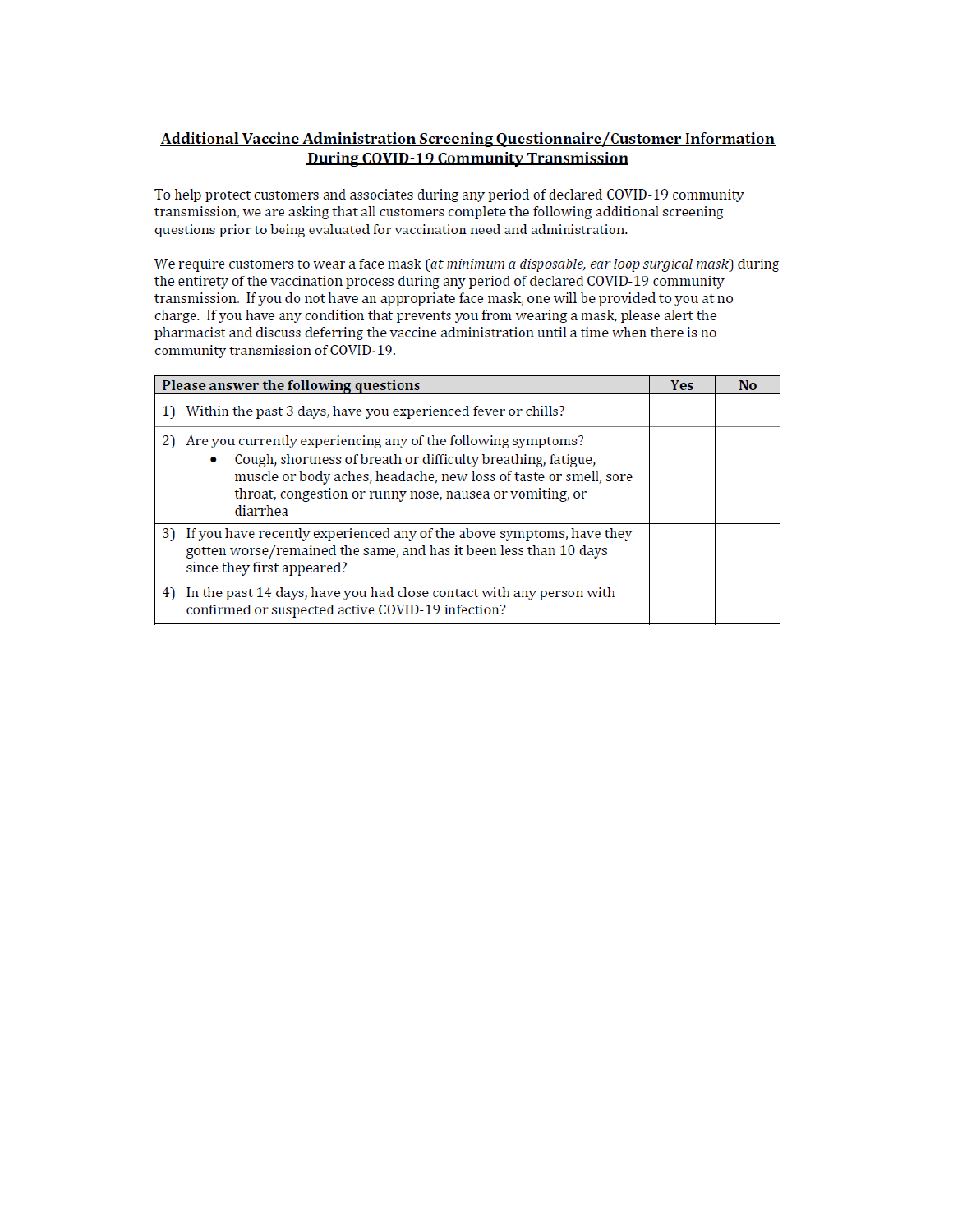## Additional Vaccine Administration Screening Questionnaire/Customer Information During COVID-19 Community Transmission

To help protect customers and associates during any period of declared COVID-19 community transmission, we are asking that all customers complete the following additional screening questions prior to being evaluated for vaccination need and administration.

We require customers to wear a face mask (*at minimum a disposable, ear loop surgical mask*) during the entirety of the vaccination process during any period of declared COVID-19 community transmission. If you do not have an appropriate face mask, one will be provided to you at no charge. If you have any condition that prevents you from wearing a mask, please alert the pharmacist and discuss deferring the vaccine administration until a time when there is no community transmission of COVID-19.

| Please answer the following questions | Yes | No |
|---|---|---|
| 1) Within the past 3 days, have you experienced fever or chills? | | |
| 2) Are you currently experiencing any of the following symptoms?<br>• Cough, shortness of breath or difficulty breathing, fatigue, muscle or body aches, headache, new loss of taste or smell, sore throat, congestion or runny nose, nausea or vomiting, or diarrhea | | |
| 3) If you have recently experienced any of the above symptoms, have they gotten worse/remained the same, and has it been less than 10 days since they first appeared? | | |
| 4) In the past 14 days, have you had close contact with any person with confirmed or suspected active COVID-19 infection? | | |